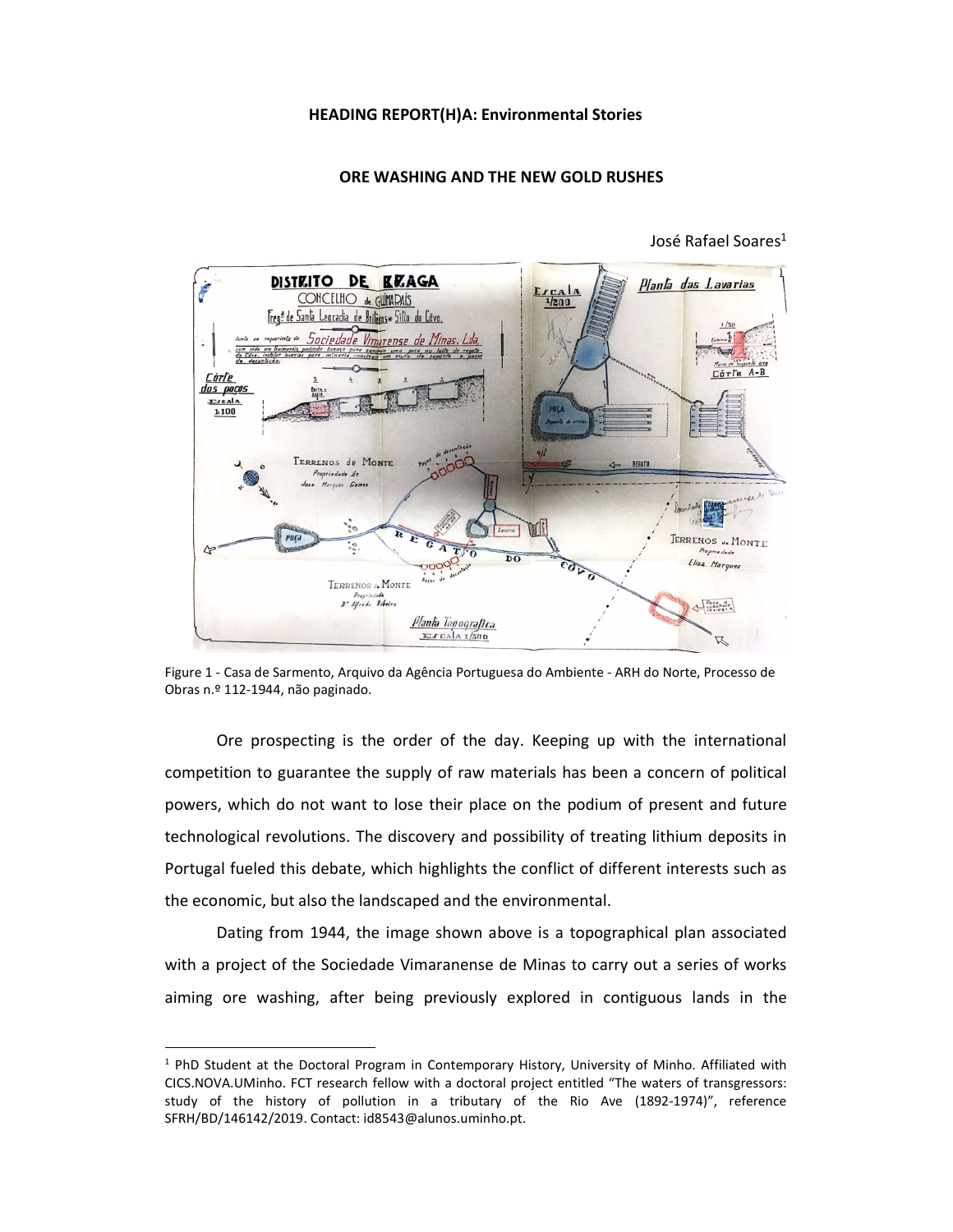**HEADING REPORT(H)A: Environmental Stories**

# ORE WASHING AND THE NEW GOLD RUSHES

José Rafael Soares[1]

Figure 1 - Casa de Sarmento, Arquivo da Agência Portuguesa do Ambiente - ARH do Norte, Processo de Obras n.º 112-1944, não paginado.

Ore prospecting is the order of the day. Keeping up with the international competition to guarantee the supply of raw materials has been a concern of political powers, which do not want to lose their place on the podium of present and future technological revolutions. The discovery and possibility of treating lithium deposits in Portugal fueled this debate, which highlights the conflict of different interests such as the economic, but also the landscaped and the environmental.

Dating from 1944, the image shown above is a topographical plan associated with a project of the Sociedade Vimaranense de Minas to carry out a series of works aiming ore washing, after being previously explored in contiguous lands in the

---

[1] PhD Student at the Doctoral Program in Contemporary History, University of Minho. Affiliated with CICS.NOVA.UMinho. FCT research fellow with a doctoral project entitled "The waters of transgressors: study of the history of pollution in a tributary of the Rio Ave (1892-1974)", reference SFRH/BD/146142/2019. Contact: id8543@alunos.uminho.pt.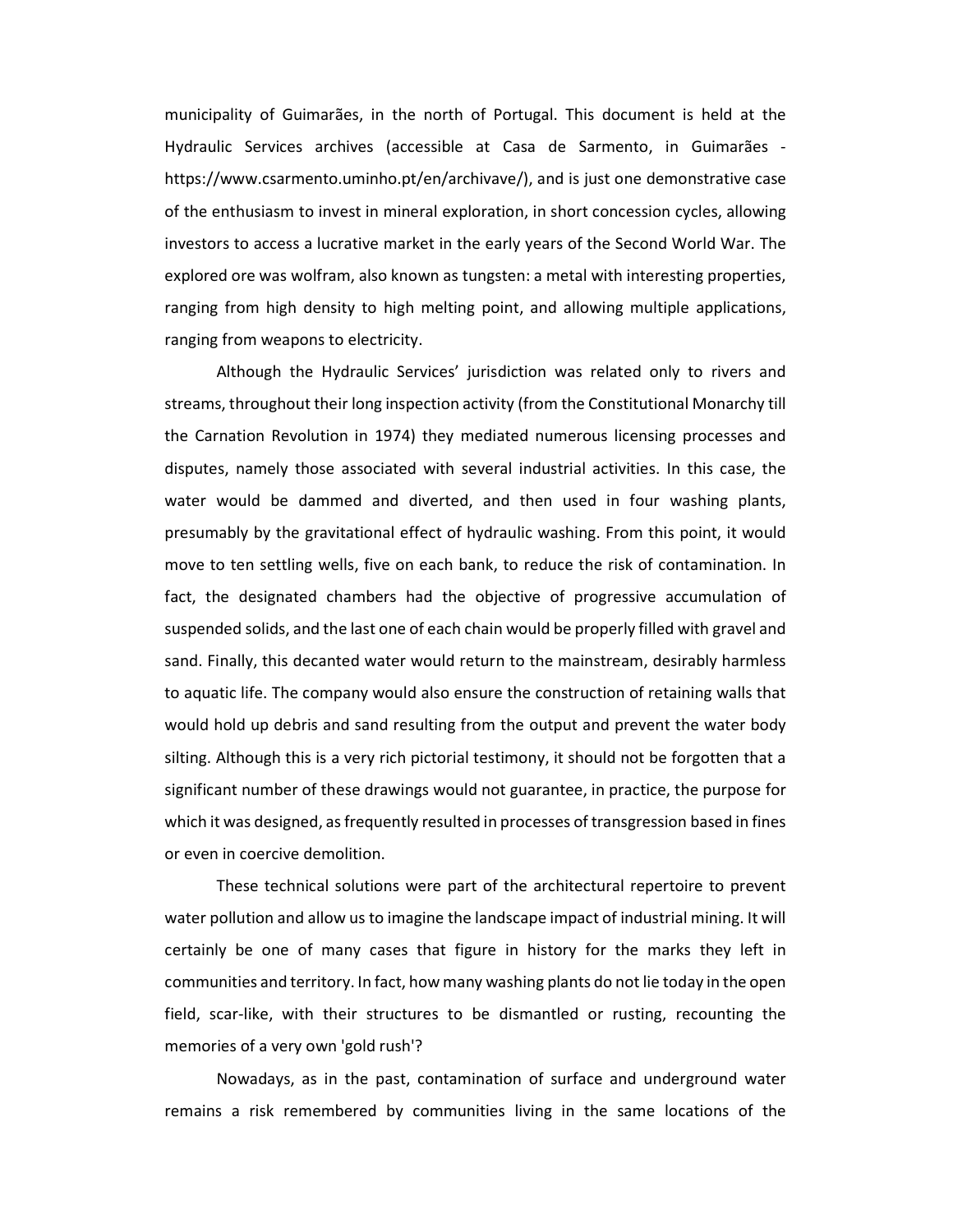municipality of Guimarães, in the north of Portugal. This document is held at the Hydraulic Services archives (accessible at Casa de Sarmento, in Guimarães - https://www.csarmento.uminho.pt/en/archivave/), and is just one demonstrative case of the enthusiasm to invest in mineral exploration, in short concession cycles, allowing investors to access a lucrative market in the early years of the Second World War. The explored ore was wolfram, also known as tungsten: a metal with interesting properties, ranging from high density to high melting point, and allowing multiple applications, ranging from weapons to electricity.

Although the Hydraulic Services' jurisdiction was related only to rivers and streams, throughout their long inspection activity (from the Constitutional Monarchy till the Carnation Revolution in 1974) they mediated numerous licensing processes and disputes, namely those associated with several industrial activities. In this case, the water would be dammed and diverted, and then used in four washing plants, presumably by the gravitational effect of hydraulic washing. From this point, it would move to ten settling wells, five on each bank, to reduce the risk of contamination. In fact, the designated chambers had the objective of progressive accumulation of suspended solids, and the last one of each chain would be properly filled with gravel and sand. Finally, this decanted water would return to the mainstream, desirably harmless to aquatic life. The company would also ensure the construction of retaining walls that would hold up debris and sand resulting from the output and prevent the water body silting. Although this is a very rich pictorial testimony, it should not be forgotten that a significant number of these drawings would not guarantee, in practice, the purpose for which it was designed, as frequently resulted in processes of transgression based in fines or even in coercive demolition.

These technical solutions were part of the architectural repertoire to prevent water pollution and allow us to imagine the landscape impact of industrial mining. It will certainly be one of many cases that figure in history for the marks they left in communities and territory. In fact, how many washing plants do not lie today in the open field, scar-like, with their structures to be dismantled or rusting, recounting the memories of a very own 'gold rush'?

Nowadays, as in the past, contamination of surface and underground water remains a risk remembered by communities living in the same locations of the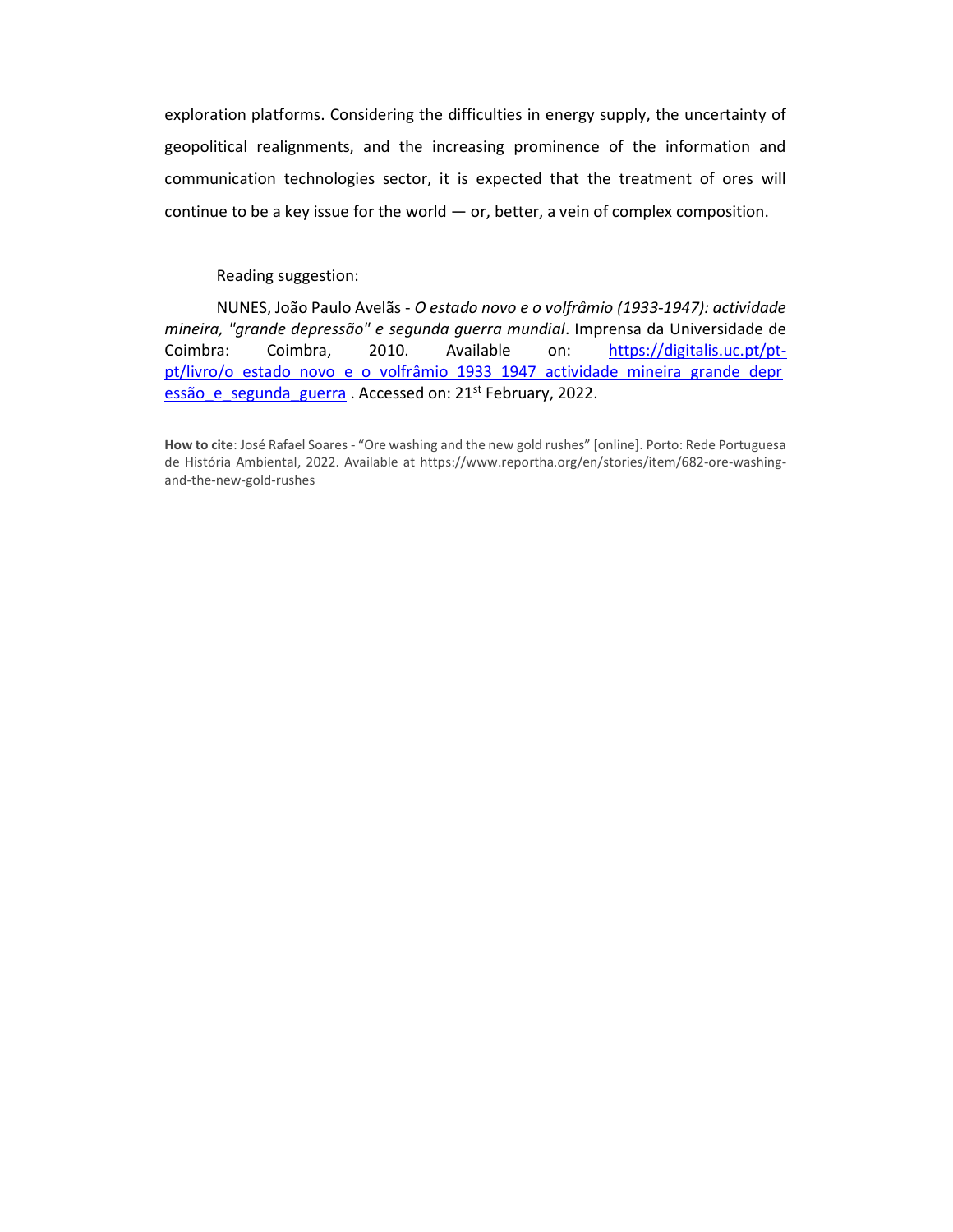exploration platforms. Considering the difficulties in energy supply, the uncertainty of geopolitical realignments, and the increasing prominence of the information and communication technologies sector, it is expected that the treatment of ores will continue to be a key issue for the world — or, better, a vein of complex composition.

Reading suggestion:

NUNES, João Paulo Avelãs - *O estado novo e o volfrâmio (1933-1947): actividade mineira, "grande depressão" e segunda guerra mundial*. Imprensa da Universidade de Coimbra: Coimbra, 2010. Available on: [https://digitalis.uc.pt/pt-pt/livro/o_estado_novo_e_o_volfrâmio_1933_1947_actividade_mineira_grande_depressão_e_segunda_guerra](https://digitalis.uc.pt/pt-pt/livro/o_estado_novo_e_o_volfrâmio_1933_1947_actividade_mineira_grande_depressão_e_segunda_guerra) . Accessed on: 21st February, 2022.

**How to cite**: José Rafael Soares - "Ore washing and the new gold rushes" [online]. Porto: Rede Portuguesa de História Ambiental, 2022. Available at https://www.reportha.org/en/stories/item/682-ore-washing-and-the-new-gold-rushes